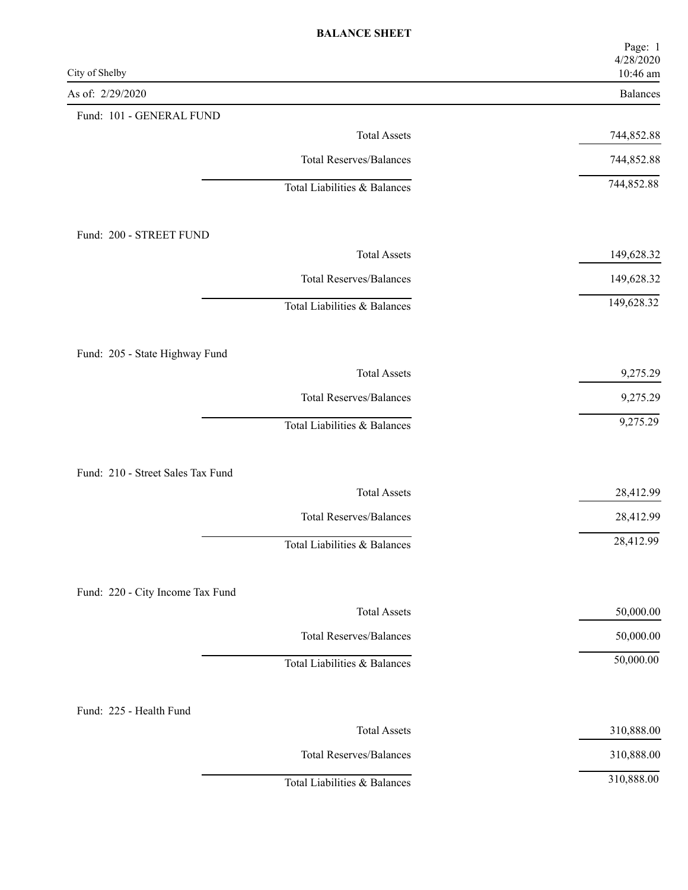# BALANCE SHEET

City of Shelby

As of: 2/29/2020

| | Balances |
|---|---|
| **Fund: 101 - GENERAL FUND** | |
| Total Assets | 744,852.88 |
| Total Reserves/Balances | 744,852.88 |
| Total Liabilities & Balances | 744,852.88 |
| **Fund: 200 - STREET FUND** | |
| Total Assets | 149,628.32 |
| Total Reserves/Balances | 149,628.32 |
| Total Liabilities & Balances | 149,628.32 |
| **Fund: 205 - State Highway Fund** | |
| Total Assets | 9,275.29 |
| Total Reserves/Balances | 9,275.29 |
| Total Liabilities & Balances | 9,275.29 |
| **Fund: 210 - Street Sales Tax Fund** | |
| Total Assets | 28,412.99 |
| Total Reserves/Balances | 28,412.99 |
| Total Liabilities & Balances | 28,412.99 |
| **Fund: 220 - City Income Tax Fund** | |
| Total Assets | 50,000.00 |
| Total Reserves/Balances | 50,000.00 |
| Total Liabilities & Balances | 50,000.00 |
| **Fund: 225 - Health Fund** | |
| Total Assets | 310,888.00 |
| Total Reserves/Balances | 310,888.00 |
| Total Liabilities & Balances | 310,888.00 |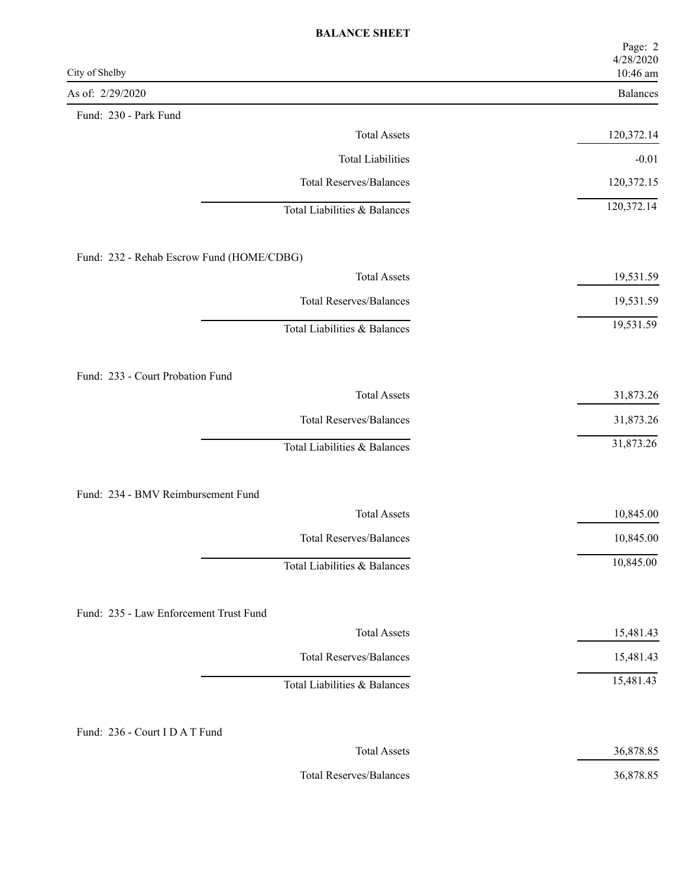**BALANCE SHEET**

City of Shelby

As of: 2/29/2020

Fund: 230 - Park Fund

| | Balances |
|---|---|
| Total Assets | 120,372.14 |
| Total Liabilities | -0.01 |
| Total Reserves/Balances | 120,372.15 |
| Total Liabilities & Balances | 120,372.14 |

Fund: 232 - Rehab Escrow Fund (HOME/CDBG)

| | Balances |
|---|---|
| Total Assets | 19,531.59 |
| Total Reserves/Balances | 19,531.59 |
| Total Liabilities & Balances | 19,531.59 |

Fund: 233 - Court Probation Fund

| | Balances |
|---|---|
| Total Assets | 31,873.26 |
| Total Reserves/Balances | 31,873.26 |
| Total Liabilities & Balances | 31,873.26 |

Fund: 234 - BMV Reimbursement Fund

| | Balances |
|---|---|
| Total Assets | 10,845.00 |
| Total Reserves/Balances | 10,845.00 |
| Total Liabilities & Balances | 10,845.00 |

Fund: 235 - Law Enforcement Trust Fund

| | Balances |
|---|---|
| Total Assets | 15,481.43 |
| Total Reserves/Balances | 15,481.43 |
| Total Liabilities & Balances | 15,481.43 |

Fund: 236 - Court I D A T Fund

| | Balances |
|---|---|
| Total Assets | 36,878.85 |
| Total Reserves/Balances | 36,878.85 |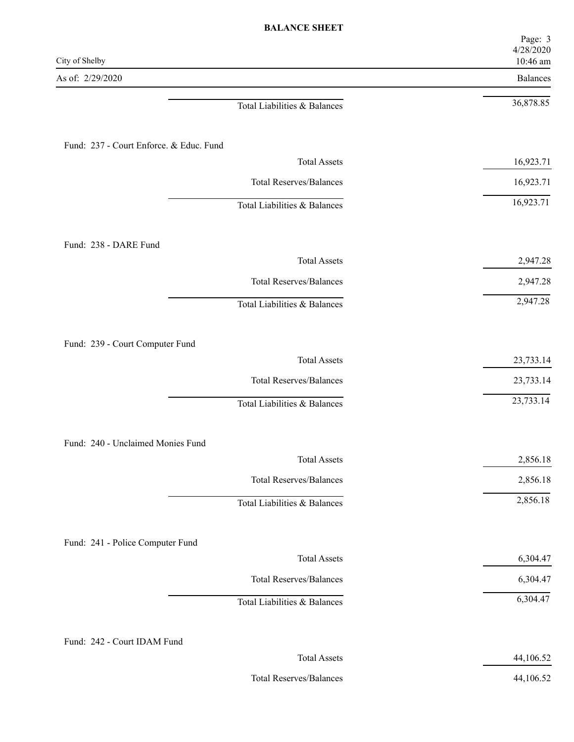# BALANCE SHEET

City of Shelby

As of: 2/29/2020

| | Balances |
|---|---|
| Total Liabilities & Balances | 36,878.85 |

**Fund: 237 - Court Enforce. & Educ. Fund**

| | Balances |
|---|---|
| Total Assets | 16,923.71 |
| Total Reserves/Balances | 16,923.71 |
| Total Liabilities & Balances | 16,923.71 |

**Fund: 238 - DARE Fund**

| | Balances |
|---|---|
| Total Assets | 2,947.28 |
| Total Reserves/Balances | 2,947.28 |
| Total Liabilities & Balances | 2,947.28 |

**Fund: 239 - Court Computer Fund**

| | Balances |
|---|---|
| Total Assets | 23,733.14 |
| Total Reserves/Balances | 23,733.14 |
| Total Liabilities & Balances | 23,733.14 |

**Fund: 240 - Unclaimed Monies Fund**

| | Balances |
|---|---|
| Total Assets | 2,856.18 |
| Total Reserves/Balances | 2,856.18 |
| Total Liabilities & Balances | 2,856.18 |

**Fund: 241 - Police Computer Fund**

| | Balances |
|---|---|
| Total Assets | 6,304.47 |
| Total Reserves/Balances | 6,304.47 |
| Total Liabilities & Balances | 6,304.47 |

**Fund: 242 - Court IDAM Fund**

| | Balances |
|---|---|
| Total Assets | 44,106.52 |
| Total Reserves/Balances | 44,106.52 |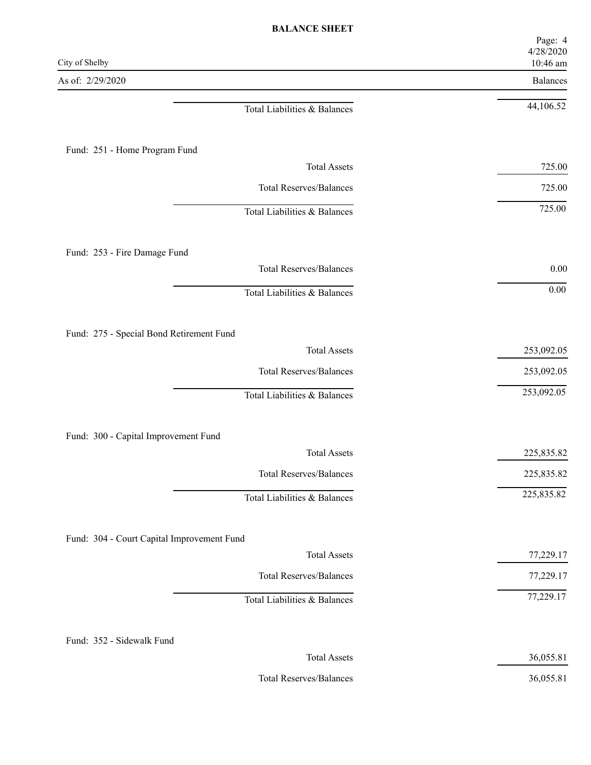**BALANCE SHEET**

City of Shelby

As of: 2/29/2020

| | Balances |
|---|---|
| Total Liabilities & Balances | 44,106.52 |

**Fund: 251 - Home Program Fund**

| | |
|---|---|
| Total Assets | 725.00 |
| Total Reserves/Balances | 725.00 |
| Total Liabilities & Balances | 725.00 |

**Fund: 253 - Fire Damage Fund**

| | |
|---|---|
| Total Reserves/Balances | 0.00 |
| Total Liabilities & Balances | 0.00 |

**Fund: 275 - Special Bond Retirement Fund**

| | |
|---|---|
| Total Assets | 253,092.05 |
| Total Reserves/Balances | 253,092.05 |
| Total Liabilities & Balances | 253,092.05 |

**Fund: 300 - Capital Improvement Fund**

| | |
|---|---|
| Total Assets | 225,835.82 |
| Total Reserves/Balances | 225,835.82 |
| Total Liabilities & Balances | 225,835.82 |

**Fund: 304 - Court Capital Improvement Fund**

| | |
|---|---|
| Total Assets | 77,229.17 |
| Total Reserves/Balances | 77,229.17 |
| Total Liabilities & Balances | 77,229.17 |

**Fund: 352 - Sidewalk Fund**

| | |
|---|---|
| Total Assets | 36,055.81 |
| Total Reserves/Balances | 36,055.81 |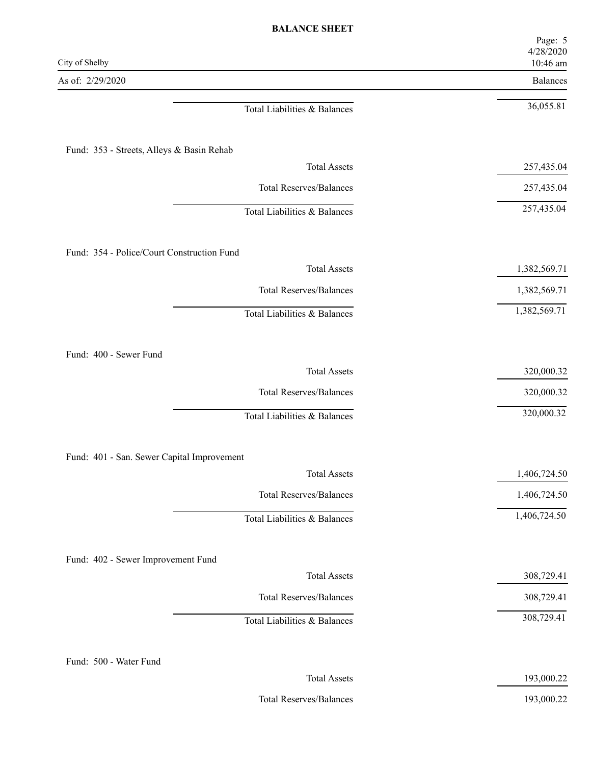# BALANCE SHEET

City of Shelby

As of: 2/29/2020

| | Balances |
|---|---|
| Total Liabilities & Balances | 36,055.81 |

Fund: 353 - Streets, Alleys & Basin Rehab

| | Balances |
|---|---|
| Total Assets | 257,435.04 |
| Total Reserves/Balances | 257,435.04 |
| Total Liabilities & Balances | 257,435.04 |

Fund: 354 - Police/Court Construction Fund

| | Balances |
|---|---|
| Total Assets | 1,382,569.71 |
| Total Reserves/Balances | 1,382,569.71 |
| Total Liabilities & Balances | 1,382,569.71 |

Fund: 400 - Sewer Fund

| | Balances |
|---|---|
| Total Assets | 320,000.32 |
| Total Reserves/Balances | 320,000.32 |
| Total Liabilities & Balances | 320,000.32 |

Fund: 401 - San. Sewer Capital Improvement

| | Balances |
|---|---|
| Total Assets | 1,406,724.50 |
| Total Reserves/Balances | 1,406,724.50 |
| Total Liabilities & Balances | 1,406,724.50 |

Fund: 402 - Sewer Improvement Fund

| | Balances |
|---|---|
| Total Assets | 308,729.41 |
| Total Reserves/Balances | 308,729.41 |
| Total Liabilities & Balances | 308,729.41 |

Fund: 500 - Water Fund

| | Balances |
|---|---|
| Total Assets | 193,000.22 |
| Total Reserves/Balances | 193,000.22 |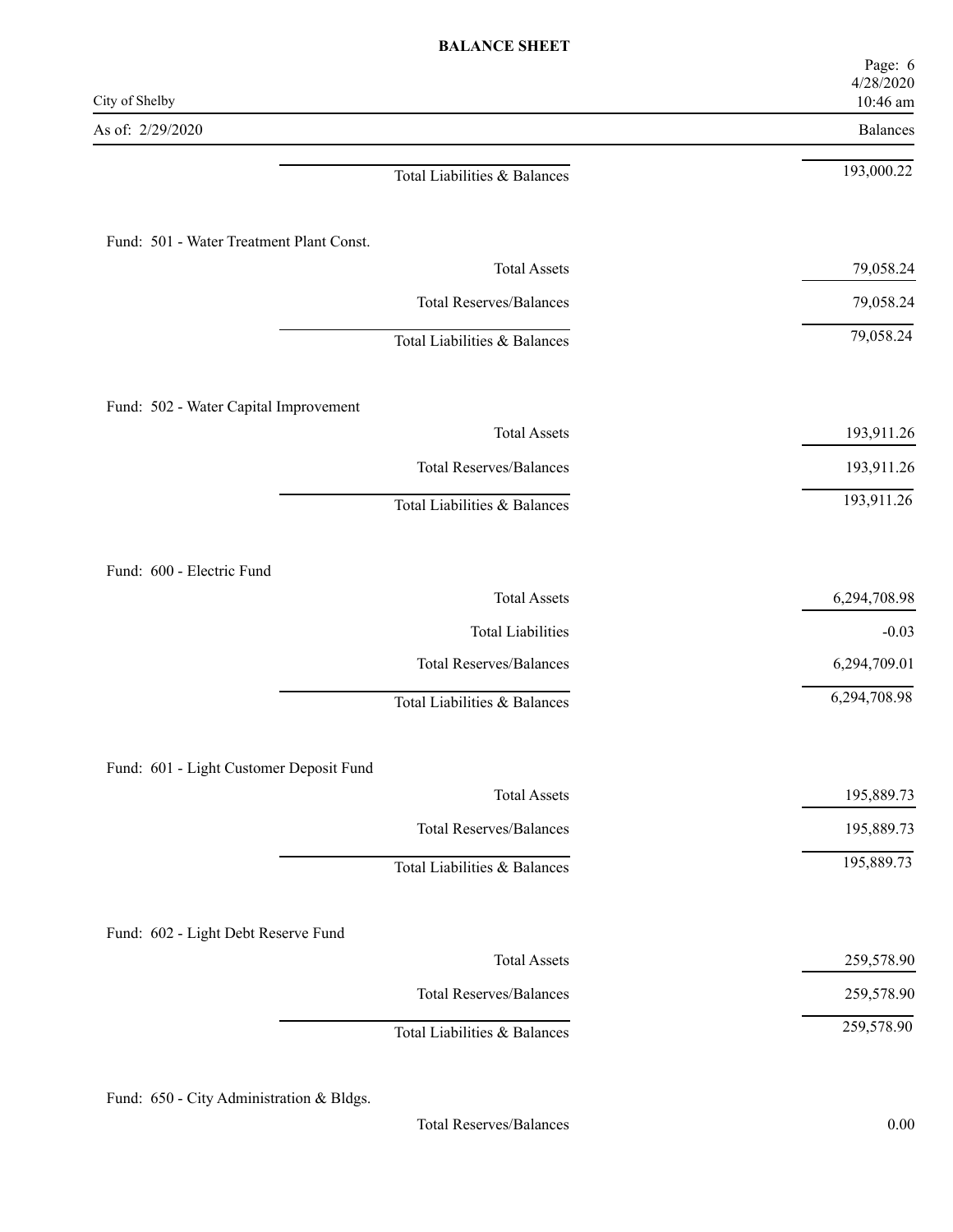| | Balances |
|---|---|
| Total Liabilities & Balances | 193,000.22 |

**Fund: 501 - Water Treatment Plant Const.**

| | Balances |
|---|---|
| Total Assets | 79,058.24 |
| Total Reserves/Balances | 79,058.24 |
| Total Liabilities & Balances | 79,058.24 |

**Fund: 502 - Water Capital Improvement**

| | Balances |
|---|---|
| Total Assets | 193,911.26 |
| Total Reserves/Balances | 193,911.26 |
| Total Liabilities & Balances | 193,911.26 |

**Fund: 600 - Electric Fund**

| | Balances |
|---|---|
| Total Assets | 6,294,708.98 |
| Total Liabilities | -0.03 |
| Total Reserves/Balances | 6,294,709.01 |
| Total Liabilities & Balances | 6,294,708.98 |

**Fund: 601 - Light Customer Deposit Fund**

| | Balances |
|---|---|
| Total Assets | 195,889.73 |
| Total Reserves/Balances | 195,889.73 |
| Total Liabilities & Balances | 195,889.73 |

**Fund: 602 - Light Debt Reserve Fund**

| | Balances |
|---|---|
| Total Assets | 259,578.90 |
| Total Reserves/Balances | 259,578.90 |
| Total Liabilities & Balances | 259,578.90 |

**Fund: 650 - City Administration & Bldgs.**

| | Balances |
|---|---|
| Total Reserves/Balances | 0.00 |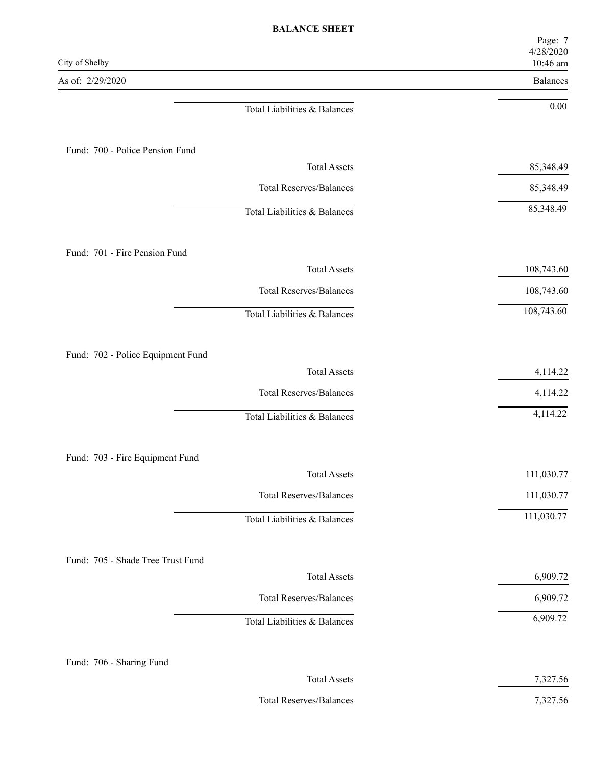| | Balances |
|---|---|
| Total Liabilities & Balances | 0.00 |

Fund: 700 - Police Pension Fund

| | |
|---|---|
| Total Assets | 85,348.49 |
| Total Reserves/Balances | 85,348.49 |
| Total Liabilities & Balances | 85,348.49 |

Fund: 701 - Fire Pension Fund

| | |
|---|---|
| Total Assets | 108,743.60 |
| Total Reserves/Balances | 108,743.60 |
| Total Liabilities & Balances | 108,743.60 |

Fund: 702 - Police Equipment Fund

| | |
|---|---|
| Total Assets | 4,114.22 |
| Total Reserves/Balances | 4,114.22 |
| Total Liabilities & Balances | 4,114.22 |

Fund: 703 - Fire Equipment Fund

| | |
|---|---|
| Total Assets | 111,030.77 |
| Total Reserves/Balances | 111,030.77 |
| Total Liabilities & Balances | 111,030.77 |

Fund: 705 - Shade Tree Trust Fund

| | |
|---|---|
| Total Assets | 6,909.72 |
| Total Reserves/Balances | 6,909.72 |
| Total Liabilities & Balances | 6,909.72 |

Fund: 706 - Sharing Fund

| | |
|---|---|
| Total Assets | 7,327.56 |
| Total Reserves/Balances | 7,327.56 |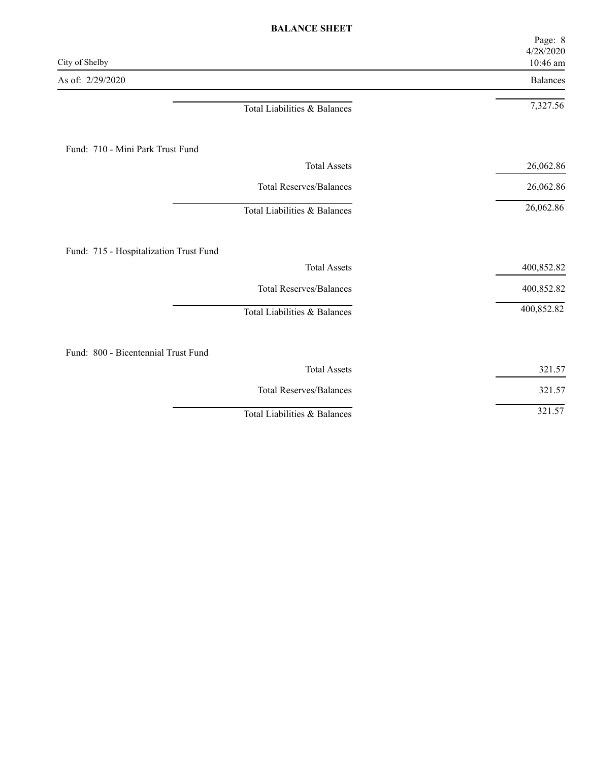**BALANCE SHEET**

City of Shelby

As of: 2/29/2020

| | Balances |
|---|---|
| Total Liabilities & Balances | 7,327.56 |

Fund: 710 - Mini Park Trust Fund

| | |
|---|---|
| Total Assets | 26,062.86 |
| Total Reserves/Balances | 26,062.86 |
| Total Liabilities & Balances | 26,062.86 |

Fund: 715 - Hospitalization Trust Fund

| | |
|---|---|
| Total Assets | 400,852.82 |
| Total Reserves/Balances | 400,852.82 |
| Total Liabilities & Balances | 400,852.82 |

Fund: 800 - Bicentennial Trust Fund

| | |
|---|---|
| Total Assets | 321.57 |
| Total Reserves/Balances | 321.57 |
| Total Liabilities & Balances | 321.57 |